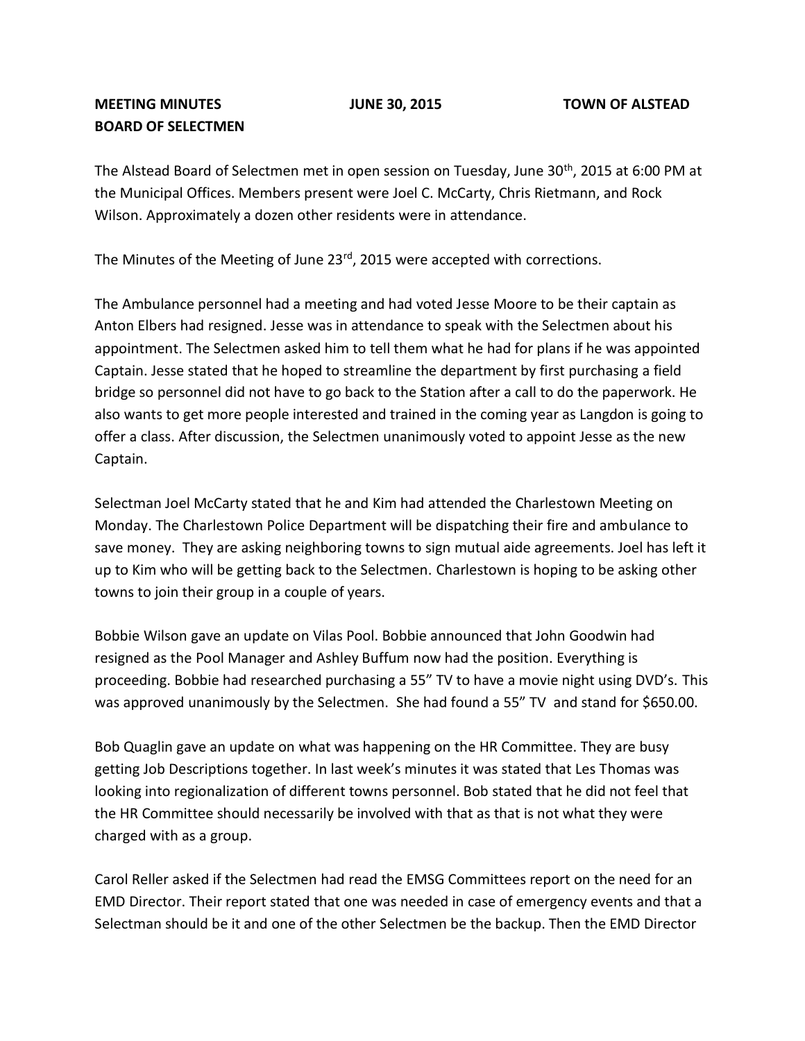**MEETING MINUTES JUNE 30, 2015 TOWN OF ALSTEAD**
**BOARD OF SELECTMEN**

The Alstead Board of Selectmen met in open session on Tuesday, June 30th, 2015 at 6:00 PM at the Municipal Offices. Members present were Joel C. McCarty, Chris Rietmann, and Rock Wilson. Approximately a dozen other residents were in attendance.

The Minutes of the Meeting of June 23rd, 2015 were accepted with corrections.

The Ambulance personnel had a meeting and had voted Jesse Moore to be their captain as Anton Elbers had resigned. Jesse was in attendance to speak with the Selectmen about his appointment. The Selectmen asked him to tell them what he had for plans if he was appointed Captain. Jesse stated that he hoped to streamline the department by first purchasing a field bridge so personnel did not have to go back to the Station after a call to do the paperwork. He also wants to get more people interested and trained in the coming year as Langdon is going to offer a class. After discussion, the Selectmen unanimously voted to appoint Jesse as the new Captain.

Selectman Joel McCarty stated that he and Kim had attended the Charlestown Meeting on Monday. The Charlestown Police Department will be dispatching their fire and ambulance to save money. They are asking neighboring towns to sign mutual aide agreements. Joel has left it up to Kim who will be getting back to the Selectmen. Charlestown is hoping to be asking other towns to join their group in a couple of years.

Bobbie Wilson gave an update on Vilas Pool. Bobbie announced that John Goodwin had resigned as the Pool Manager and Ashley Buffum now had the position. Everything is proceeding. Bobbie had researched purchasing a 55" TV to have a movie night using DVD's. This was approved unanimously by the Selectmen. She had found a 55" TV and stand for $650.00.

Bob Quaglin gave an update on what was happening on the HR Committee. They are busy getting Job Descriptions together. In last week's minutes it was stated that Les Thomas was looking into regionalization of different towns personnel. Bob stated that he did not feel that the HR Committee should necessarily be involved with that as that is not what they were charged with as a group.

Carol Reller asked if the Selectmen had read the EMSG Committees report on the need for an EMD Director. Their report stated that one was needed in case of emergency events and that a Selectman should be it and one of the other Selectmen be the backup. Then the EMD Director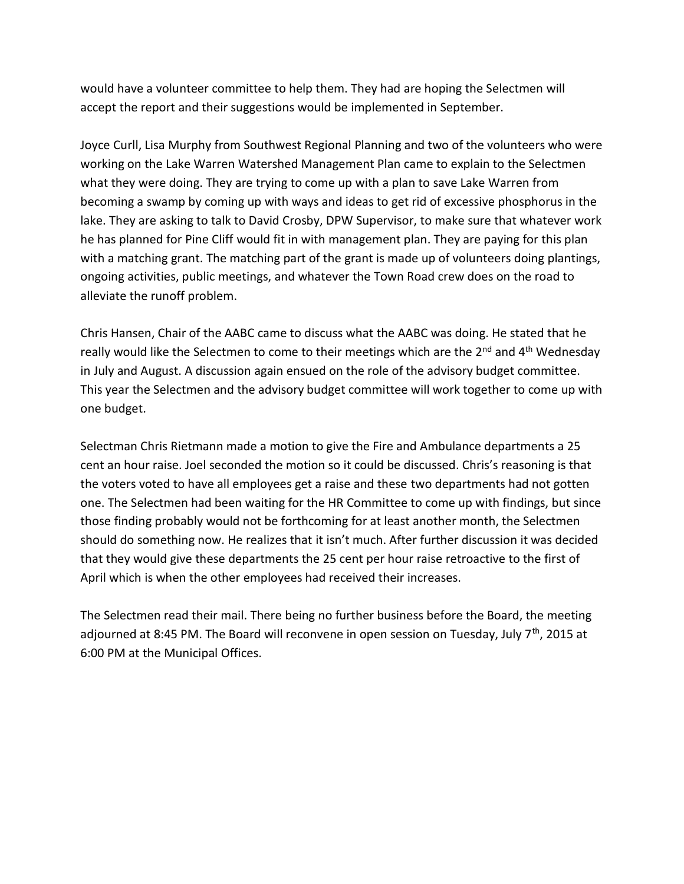would have a volunteer committee to help them. They had are hoping the Selectmen will accept the report and their suggestions would be implemented in September.

Joyce Curll, Lisa Murphy from Southwest Regional Planning and two of the volunteers who were working on the Lake Warren Watershed Management Plan came to explain to the Selectmen what they were doing. They are trying to come up with a plan to save Lake Warren from becoming a swamp by coming up with ways and ideas to get rid of excessive phosphorus in the lake. They are asking to talk to David Crosby, DPW Supervisor, to make sure that whatever work he has planned for Pine Cliff would fit in with management plan. They are paying for this plan with a matching grant. The matching part of the grant is made up of volunteers doing plantings, ongoing activities, public meetings, and whatever the Town Road crew does on the road to alleviate the runoff problem.

Chris Hansen, Chair of the AABC came to discuss what the AABC was doing. He stated that he really would like the Selectmen to come to their meetings which are the 2nd and 4th Wednesday in July and August. A discussion again ensued on the role of the advisory budget committee. This year the Selectmen and the advisory budget committee will work together to come up with one budget.

Selectman Chris Rietmann made a motion to give the Fire and Ambulance departments a 25 cent an hour raise. Joel seconded the motion so it could be discussed. Chris's reasoning is that the voters voted to have all employees get a raise and these two departments had not gotten one. The Selectmen had been waiting for the HR Committee to come up with findings, but since those finding probably would not be forthcoming for at least another month, the Selectmen should do something now. He realizes that it isn't much. After further discussion it was decided that they would give these departments the 25 cent per hour raise retroactive to the first of April which is when the other employees had received their increases.

The Selectmen read their mail. There being no further business before the Board, the meeting adjourned at 8:45 PM. The Board will reconvene in open session on Tuesday, July 7th, 2015 at 6:00 PM at the Municipal Offices.